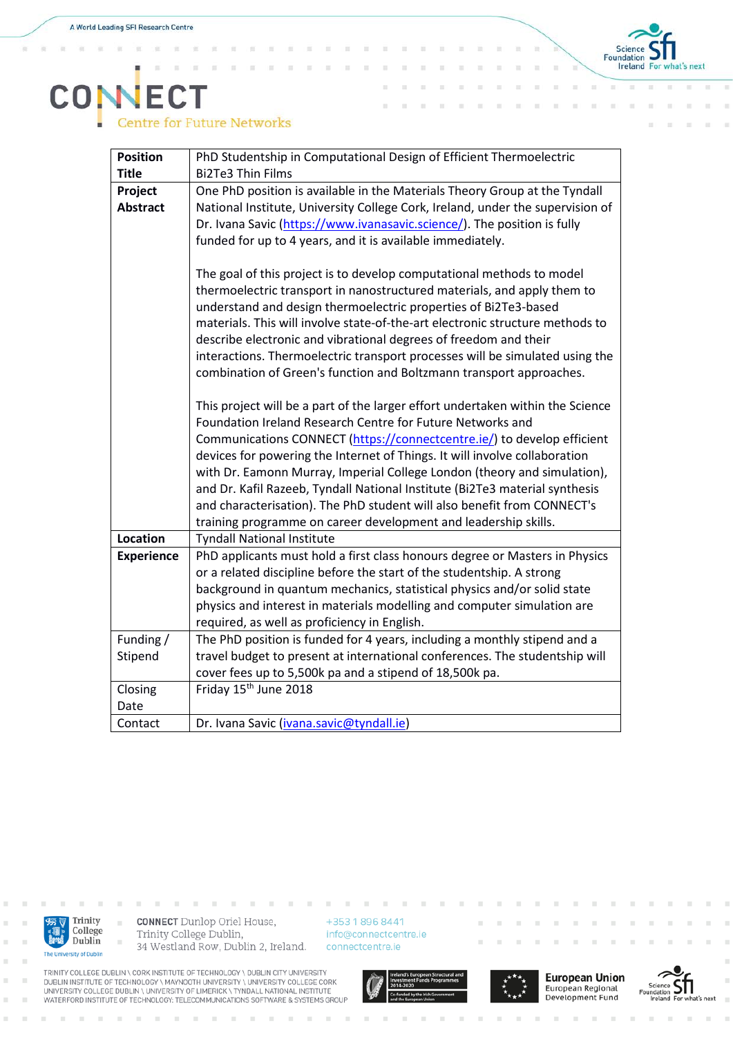| Position Title | PhD Studentship in Computational Design of Efficient Thermoelectric Bi2Te3 Thin Films |
|---|---|
| Project Abstract | One PhD position is available in the Materials Theory Group at the Tyndall National Institute, University College Cork, Ireland, under the supervision of Dr. Ivana Savic (https://www.ivanasavic.science/). The position is fully funded for up to 4 years, and it is available immediately.<br><br>The goal of this project is to develop computational methods to model thermoelectric transport in nanostructured materials, and apply them to understand and design thermoelectric properties of Bi2Te3-based materials. This will involve state-of-the-art electronic structure methods to describe electronic and vibrational degrees of freedom and their interactions. Thermoelectric transport processes will be simulated using the combination of Green's function and Boltzmann transport approaches.<br><br>This project will be a part of the larger effort undertaken within the Science Foundation Ireland Research Centre for Future Networks and Communications CONNECT (https://connectcentre.ie/) to develop efficient devices for powering the Internet of Things. It will involve collaboration with Dr. Eamonn Murray, Imperial College London (theory and simulation), and Dr. Kafil Razeeb, Tyndall National Institute (Bi2Te3 material synthesis and characterisation). The PhD student will also benefit from CONNECT's training programme on career development and leadership skills. |
| Location | Tyndall National Institute |
| Experience | PhD applicants must hold a first class honours degree or Masters in Physics or a related discipline before the start of the studentship. A strong background in quantum mechanics, statistical physics and/or solid state physics and interest in materials modelling and computer simulation are required, as well as proficiency in English. |
| Funding / Stipend | The PhD position is funded for 4 years, including a monthly stipend and a travel budget to present at international conferences. The studentship will cover fees up to 5,500k pa and a stipend of 18,500k pa. |
| Closing Date | Friday 15th June 2018 |
| Contact | Dr. Ivana Savic (ivana.savic@tyndall.ie) |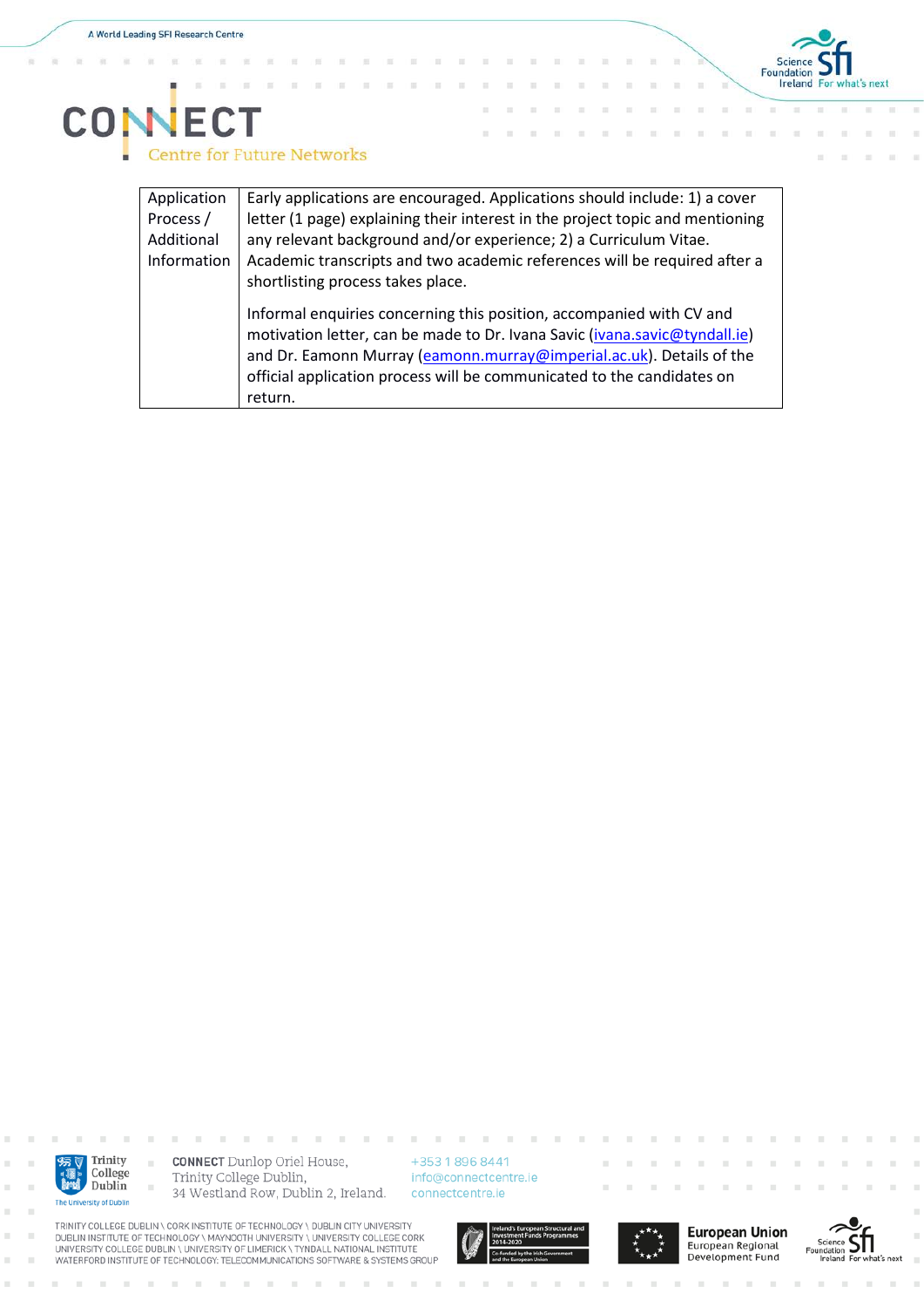| | |
|---|---|
| Application Process / Additional Information | Early applications are encouraged. Applications should include: 1) a cover letter (1 page) explaining their interest in the project topic and mentioning any relevant background and/or experience; 2) a Curriculum Vitae. Academic transcripts and two academic references will be required after a shortlisting process takes place.<br><br>Informal enquiries concerning this position, accompanied with CV and motivation letter, can be made to Dr. Ivana Savic (ivana.savic@tyndall.ie) and Dr. Eamonn Murray (eamonn.murray@imperial.ac.uk). Details of the official application process will be communicated to the candidates on return. |